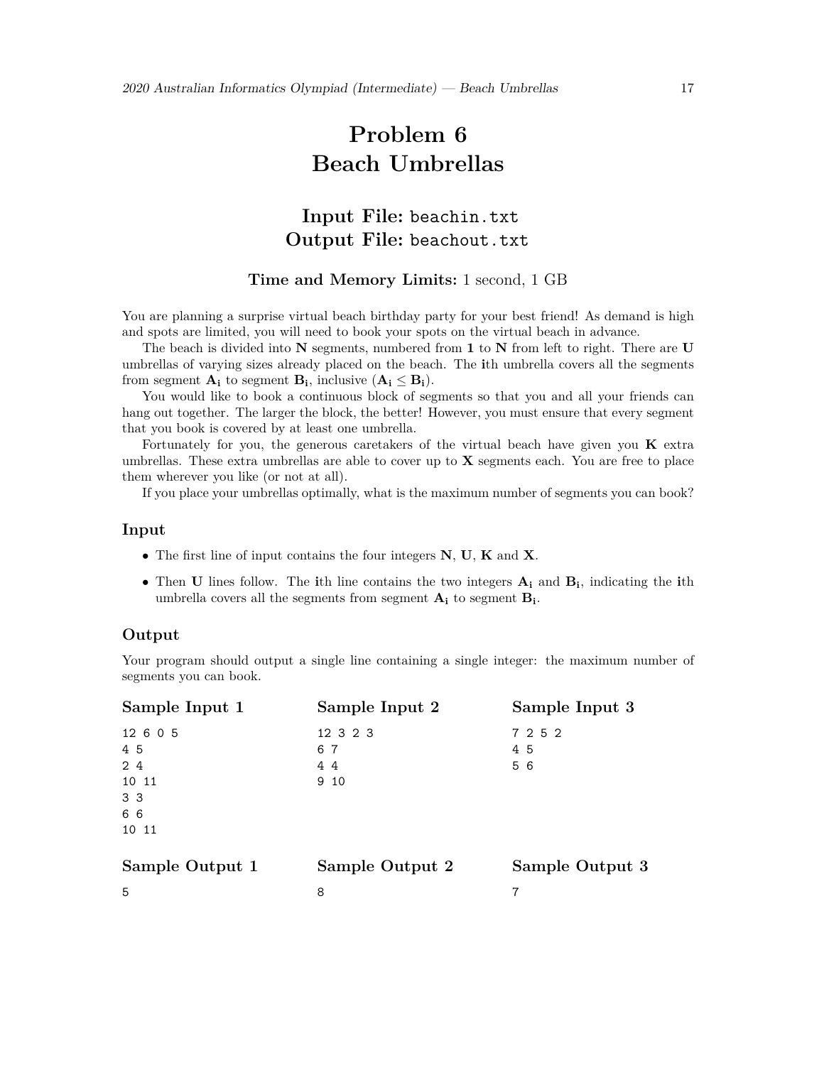# Problem 6
# Beach Umbrellas

## Input File: beachin.txt
## Output File: beachout.txt

### Time and Memory Limits: 1 second, 1 GB

You are planning a surprise virtual beach birthday party for your best friend! As demand is high and spots are limited, you will need to book your spots on the virtual beach in advance.

The beach is divided into **N** segments, numbered from **1** to **N** from left to right. There are **U** umbrellas of varying sizes already placed on the beach. The **i**th umbrella covers all the segments from segment $\mathbf{A_i}$ to segment $\mathbf{B_i}$, inclusive ($\mathbf{A_i} \leq \mathbf{B_i}$).

You would like to book a continuous block of segments so that you and all your friends can hang out together. The larger the block, the better! However, you must ensure that every segment that you book is covered by at least one umbrella.

Fortunately for you, the generous caretakers of the virtual beach have given you **K** extra umbrellas. These extra umbrellas are able to cover up to **X** segments each. You are free to place them wherever you like (or not at all).

If you place your umbrellas optimally, what is the maximum number of segments you can book?

### Input

- The first line of input contains the four integers **N**, **U**, **K** and **X**.
- Then **U** lines follow. The **i**th line contains the two integers $\mathbf{A_i}$ and $\mathbf{B_i}$, indicating the **i**th umbrella covers all the segments from segment $\mathbf{A_i}$ to segment $\mathbf{B_i}$.

### Output

Your program should output a single line containing a single integer: the maximum number of segments you can book.

### Sample Input 1

```
12 6 0 5
4 5
2 4
10 11
3 3
6 6
10 11
```

### Sample Input 2

```
12 3 2 3
6 7
4 4
9 10
```

### Sample Input 3

```
7 2 5 2
4 5
5 6
```

### Sample Output 1

```
5
```

### Sample Output 2

```
8
```

### Sample Output 3

```
7
```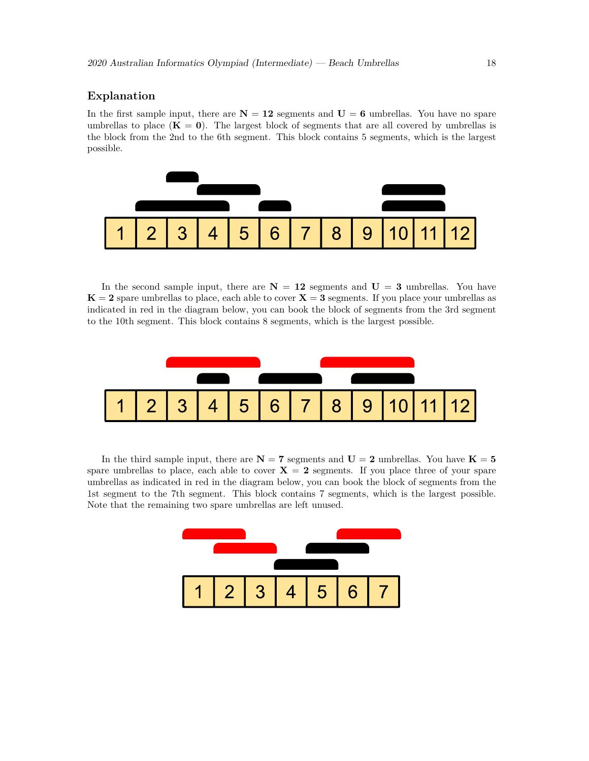## Explanation

In the first sample input, there are $\mathbf{N} = \mathbf{12}$ segments and $\mathbf{U} = \mathbf{6}$ umbrellas. You have no spare umbrellas to place ($\mathbf{K} = \mathbf{0}$). The largest block of segments that are all covered by umbrellas is the block from the 2nd to the 6th segment. This block contains 5 segments, which is the largest possible.

In the second sample input, there are $\mathbf{N} = \mathbf{12}$ segments and $\mathbf{U} = \mathbf{3}$ umbrellas. You have $\mathbf{K} = \mathbf{2}$ spare umbrellas to place, each able to cover $\mathbf{X} = \mathbf{3}$ segments. If you place your umbrellas as indicated in red in the diagram below, you can book the block of segments from the 3rd segment to the 10th segment. This block contains 8 segments, which is the largest possible.

In the third sample input, there are $\mathbf{N} = \mathbf{7}$ segments and $\mathbf{U} = \mathbf{2}$ umbrellas. You have $\mathbf{K} = \mathbf{5}$ spare umbrellas to place, each able to cover $\mathbf{X} = \mathbf{2}$ segments. If you place three of your spare umbrellas as indicated in red in the diagram below, you can book the block of segments from the 1st segment to the 7th segment. This block contains 7 segments, which is the largest possible. Note that the remaining two spare umbrellas are left unused.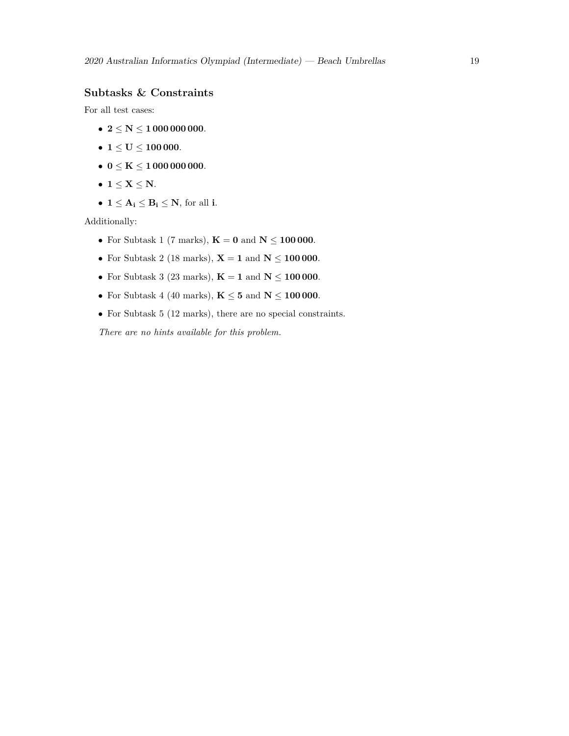### Subtasks & Constraints

For all test cases:

- $\mathbf{2 \leq N \leq 1\,000\,000\,000}$.
- $\mathbf{1 \leq U \leq 100\,000}$.
- $\mathbf{0 \leq K \leq 1\,000\,000\,000}$.
- $\mathbf{1 \leq X \leq N}$.
- $\mathbf{1 \leq A_i \leq B_i \leq N}$, for all $\mathbf{i}$.

Additionally:

- For Subtask 1 (7 marks), $\mathbf{K = 0}$ and $\mathbf{N \leq 100\,000}$.
- For Subtask 2 (18 marks), $\mathbf{X = 1}$ and $\mathbf{N \leq 100\,000}$.
- For Subtask 3 (23 marks), $\mathbf{K = 1}$ and $\mathbf{N \leq 100\,000}$.
- For Subtask 4 (40 marks), $\mathbf{K \leq 5}$ and $\mathbf{N \leq 100\,000}$.
- For Subtask 5 (12 marks), there are no special constraints.

*There are no hints available for this problem.*